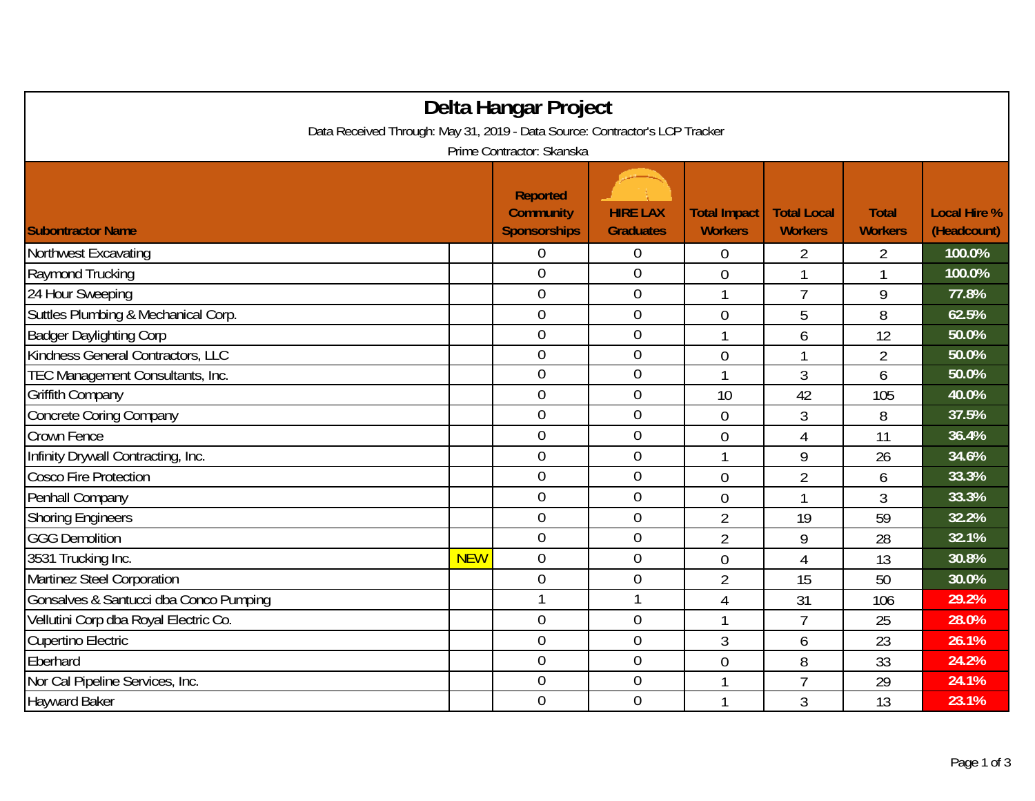# Delta Hangar Project

Data Received Through: May 31, 2019 - Data Source: Contractor's LCP Tracker

Prime Contractor: Skanska

| Subontractor Name | | Reported Community Sponsorships | HIRE LAX Graduates | Total Impact Workers | Total Local Workers | Total Workers | Local Hire % (Headcount) |
|---|---|---|---|---|---|---|---|
| Northwest Excavating | | 0 | 0 | 0 | 2 | 2 | 100.0% |
| Raymond Trucking | | 0 | 0 | 0 | 1 | 1 | 100.0% |
| 24 Hour Sweeping | | 0 | 0 | 1 | 7 | 9 | 77.8% |
| Suttles Plumbing & Mechanical Corp. | | 0 | 0 | 0 | 5 | 8 | 62.5% |
| Badger Daylighting Corp | | 0 | 0 | 1 | 6 | 12 | 50.0% |
| Kindness General Contractors, LLC | | 0 | 0 | 0 | 1 | 2 | 50.0% |
| TEC Management Consultants, Inc. | | 0 | 0 | 1 | 3 | 6 | 50.0% |
| Griffith Company | | 0 | 0 | 10 | 42 | 105 | 40.0% |
| Concrete Coring Company | | 0 | 0 | 0 | 3 | 8 | 37.5% |
| Crown Fence | | 0 | 0 | 0 | 4 | 11 | 36.4% |
| Infinity Drywall Contracting, Inc. | | 0 | 0 | 1 | 9 | 26 | 34.6% |
| Cosco Fire Protection | | 0 | 0 | 0 | 2 | 6 | 33.3% |
| Penhall Company | | 0 | 0 | 0 | 1 | 3 | 33.3% |
| Shoring Engineers | | 0 | 0 | 2 | 19 | 59 | 32.2% |
| GGG Demolition | | 0 | 0 | 2 | 9 | 28 | 32.1% |
| 3531 Trucking Inc. | NEW | 0 | 0 | 0 | 4 | 13 | 30.8% |
| Martinez Steel Corporation | | 0 | 0 | 2 | 15 | 50 | 30.0% |
| Gonsalves & Santucci dba Conco Pumping | | 1 | 1 | 4 | 31 | 106 | 29.2% |
| Vellutini Corp dba Royal Electric Co. | | 0 | 0 | 1 | 7 | 25 | 28.0% |
| Cupertino Electric | | 0 | 0 | 3 | 6 | 23 | 26.1% |
| Eberhard | | 0 | 0 | 0 | 8 | 33 | 24.2% |
| Nor Cal Pipeline Services, Inc. | | 0 | 0 | 1 | 7 | 29 | 24.1% |
| Hayward Baker | | 0 | 0 | 1 | 3 | 13 | 23.1% |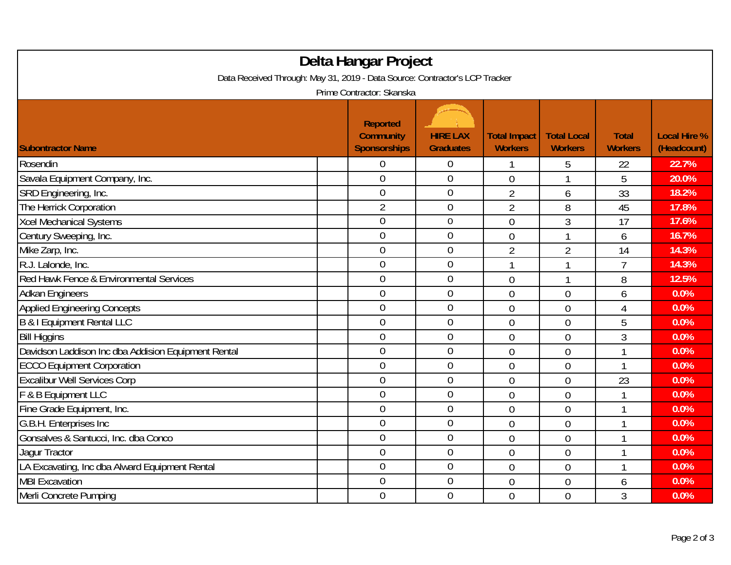# Delta Hangar Project

Data Received Through: May 31, 2019 - Data Source: Contractor's LCP Tracker

Prime Contractor: Skanska

| Subontractor Name | Reported Community Sponsorships | HIRE LAX Graduates | Total Impact Workers | Total Local Workers | Total Workers | Local Hire % (Headcount) |
|---|---|---|---|---|---|---|
| Rosendin | 0 | 0 | 1 | 5 | 22 | 22.7% |
| Savala Equipment Company, Inc. | 0 | 0 | 0 | 1 | 5 | 20.0% |
| SRD Engineering, Inc. | 0 | 0 | 2 | 6 | 33 | 18.2% |
| The Herrick Corporation | 2 | 0 | 2 | 8 | 45 | 17.8% |
| Xcel Mechanical Systems | 0 | 0 | 0 | 3 | 17 | 17.6% |
| Century Sweeping, Inc. | 0 | 0 | 0 | 1 | 6 | 16.7% |
| Mike Zarp, Inc. | 0 | 0 | 2 | 2 | 14 | 14.3% |
| R.J. Lalonde, Inc. | 0 | 0 | 1 | 1 | 7 | 14.3% |
| Red Hawk Fence & Environmental Services | 0 | 0 | 0 | 1 | 8 | 12.5% |
| Adkan Engineers | 0 | 0 | 0 | 0 | 6 | 0.0% |
| Applied Engineering Concepts | 0 | 0 | 0 | 0 | 4 | 0.0% |
| B & I Equipment Rental LLC | 0 | 0 | 0 | 0 | 5 | 0.0% |
| Bill Higgins | 0 | 0 | 0 | 0 | 3 | 0.0% |
| Davidson Laddison Inc dba Addision Equipment Rental | 0 | 0 | 0 | 0 | 1 | 0.0% |
| ECCO Equipment Corporation | 0 | 0 | 0 | 0 | 1 | 0.0% |
| Excalibur Well Services Corp | 0 | 0 | 0 | 0 | 23 | 0.0% |
| F & B Equipment LLC | 0 | 0 | 0 | 0 | 1 | 0.0% |
| Fine Grade Equipment, Inc. | 0 | 0 | 0 | 0 | 1 | 0.0% |
| G.B.H. Enterprises Inc | 0 | 0 | 0 | 0 | 1 | 0.0% |
| Gonsalves & Santucci, Inc. dba Conco | 0 | 0 | 0 | 0 | 1 | 0.0% |
| Jagur Tractor | 0 | 0 | 0 | 0 | 1 | 0.0% |
| LA Excavating, Inc dba Alward Equipment Rental | 0 | 0 | 0 | 0 | 1 | 0.0% |
| MBI Excavation | 0 | 0 | 0 | 0 | 6 | 0.0% |
| Merli Concrete Pumping | 0 | 0 | 0 | 0 | 3 | 0.0% |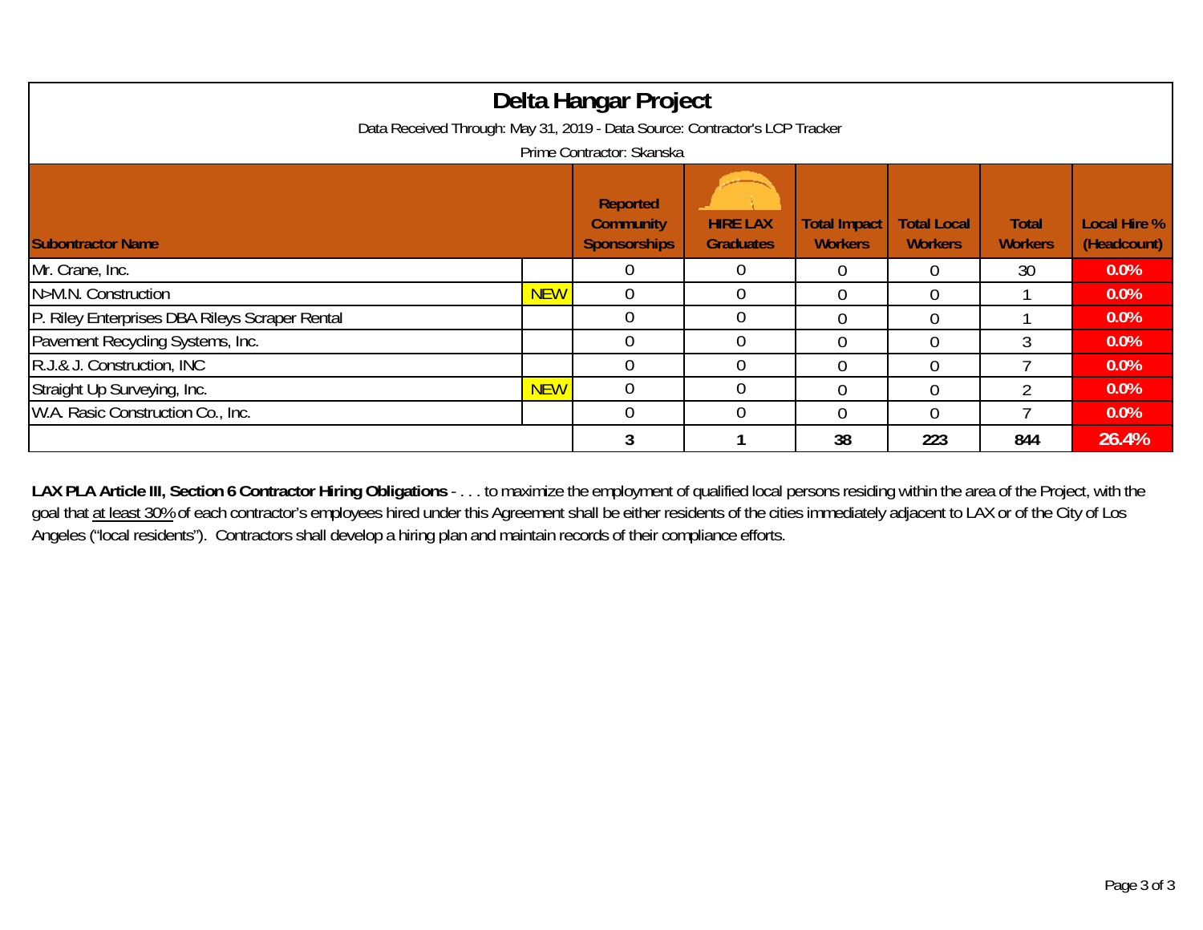# Delta Hangar Project

Data Received Through: May 31, 2019 - Data Source: Contractor's LCP Tracker

Prime Contractor: Skanska

| Subontractor Name | | Reported Community Sponsorships | HIRE LAX Graduates | Total Impact Workers | Total Local Workers | Total Workers | Local Hire % (Headcount) |
|---|---|---|---|---|---|---|---|
| Mr. Crane, Inc. | | 0 | 0 | 0 | 0 | 30 | 0.0% |
| N>M.N. Construction | NEW | 0 | 0 | 0 | 0 | 1 | 0.0% |
| P. Riley Enterprises DBA Rileys Scraper Rental | | 0 | 0 | 0 | 0 | 1 | 0.0% |
| Pavement Recycling Systems, Inc. | | 0 | 0 | 0 | 0 | 3 | 0.0% |
| R.J.& J. Construction, INC | | 0 | 0 | 0 | 0 | 7 | 0.0% |
| Straight Up Surveying, Inc. | NEW | 0 | 0 | 0 | 0 | 2 | 0.0% |
| W.A. Rasic Construction Co., Inc. | | 0 | 0 | 0 | 0 | 7 | 0.0% |
| | | 3 | 1 | 38 | 223 | 844 | 26.4% |

**LAX PLA Article III, Section 6 Contractor Hiring Obligations** - . . . to maximize the employment of qualified local persons residing within the area of the Project, with the goal that at least 30% of each contractor's employees hired under this Agreement shall be either residents of the cities immediately adjacent to LAX or of the City of Los Angeles ("local residents"). Contractors shall develop a hiring plan and maintain records of their compliance efforts.